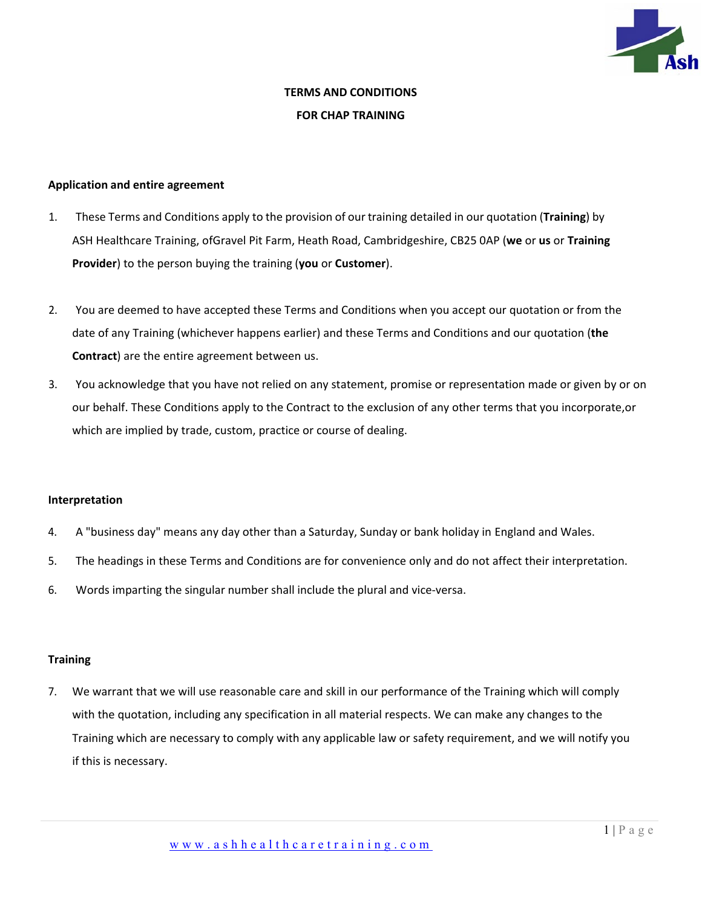# TERMS AND CONDITIONS

# FOR CHAP TRAINING

## Application and entire agreement

1. These Terms and Conditions apply to the provision of our training detailed in our quotation (**Training**) by ASH Healthcare Training, ofGravel Pit Farm, Heath Road, Cambridgeshire, CB25 0AP (**we** or **us** or **Training Provider**) to the person buying the training (**you** or **Customer**).

2. You are deemed to have accepted these Terms and Conditions when you accept our quotation or from the date of any Training (whichever happens earlier) and these Terms and Conditions and our quotation (**the Contract**) are the entire agreement between us.

3. You acknowledge that you have not relied on any statement, promise or representation made or given by or on our behalf. These Conditions apply to the Contract to the exclusion of any other terms that you incorporate,or which are implied by trade, custom, practice or course of dealing.

## Interpretation

4. A "business day" means any day other than a Saturday, Sunday or bank holiday in England and Wales.

5. The headings in these Terms and Conditions are for convenience only and do not affect their interpretation.

6. Words imparting the singular number shall include the plural and vice-versa.

## Training

7. We warrant that we will use reasonable care and skill in our performance of the Training which will comply with the quotation, including any specification in all material respects. We can make any changes to the Training which are necessary to comply with any applicable law or safety requirement, and we will notify you if this is necessary.

www.ashhealthcaretraining.com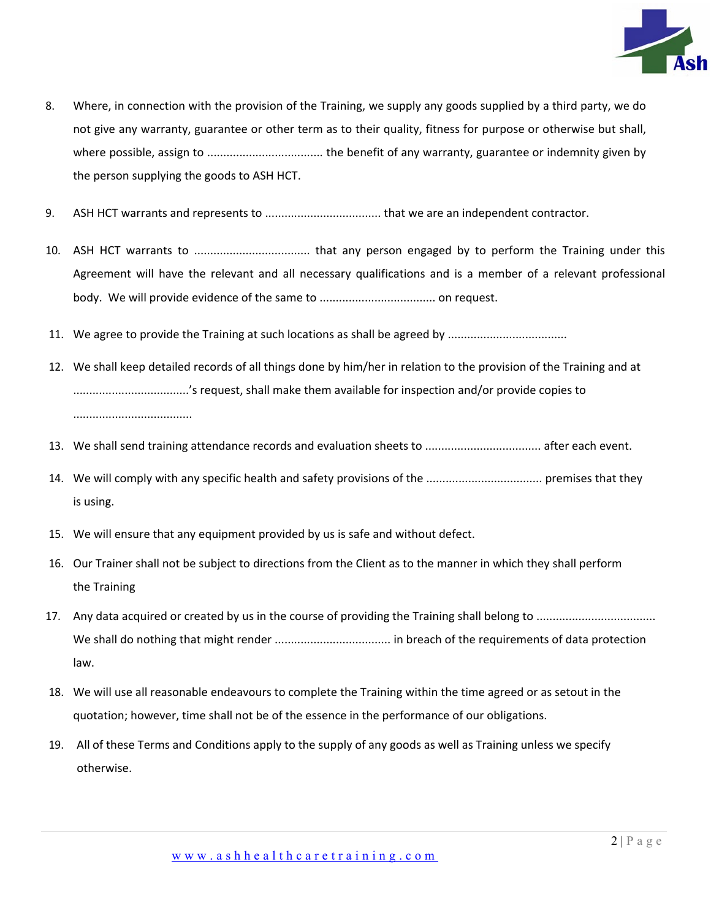8. Where, in connection with the provision of the Training, we supply any goods supplied by a third party, we do not give any warranty, guarantee or other term as to their quality, fitness for purpose or otherwise but shall, where possible, assign to ................................... the benefit of any warranty, guarantee or indemnity given by the person supplying the goods to ASH HCT.

9. ASH HCT warrants and represents to ................................... that we are an independent contractor.

10. ASH HCT warrants to ................................... that any person engaged by to perform the Training under this Agreement will have the relevant and all necessary qualifications and is a member of a relevant professional body. We will provide evidence of the same to ................................... on request.

11. We agree to provide the Training at such locations as shall be agreed by ....................................

12. We shall keep detailed records of all things done by him/her in relation to the provision of the Training and at ...................................'s request, shall make them available for inspection and/or provide copies to ....................................

13. We shall send training attendance records and evaluation sheets to ................................... after each event.

14. We will comply with any specific health and safety provisions of the ................................... premises that they is using.

15. We will ensure that any equipment provided by us is safe and without defect.

16. Our Trainer shall not be subject to directions from the Client as to the manner in which they shall perform the Training

17. Any data acquired or created by us in the course of providing the Training shall belong to .................................... We shall do nothing that might render ................................... in breach of the requirements of data protection law.

18. We will use all reasonable endeavours to complete the Training within the time agreed or as setout in the quotation; however, time shall not be of the essence in the performance of our obligations.

19. All of these Terms and Conditions apply to the supply of any goods as well as Training unless we specify otherwise.

www.ashhealthcaretraining.com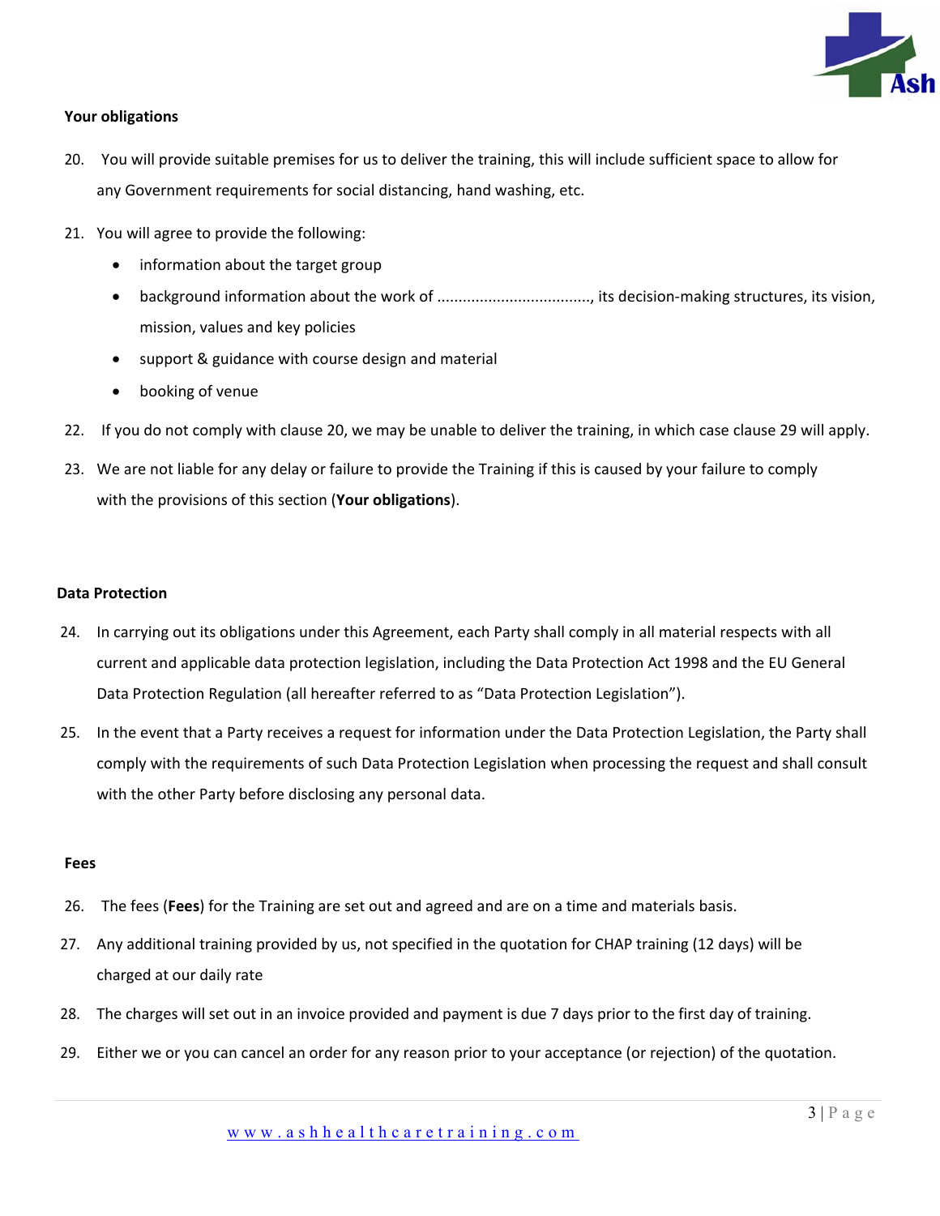**Your obligations**

20. You will provide suitable premises for us to deliver the training, this will include sufficient space to allow for any Government requirements for social distancing, hand washing, etc.

21. You will agree to provide the following:
    - information about the target group
    - background information about the work of ...................................., its decision-making structures, its vision, mission, values and key policies
    - support & guidance with course design and material
    - booking of venue

22. If you do not comply with clause 20, we may be unable to deliver the training, in which case clause 29 will apply.

23. We are not liable for any delay or failure to provide the Training if this is caused by your failure to comply with the provisions of this section (**Your obligations**).

**Data Protection**

24. In carrying out its obligations under this Agreement, each Party shall comply in all material respects with all current and applicable data protection legislation, including the Data Protection Act 1998 and the EU General Data Protection Regulation (all hereafter referred to as "Data Protection Legislation").

25. In the event that a Party receives a request for information under the Data Protection Legislation, the Party shall comply with the requirements of such Data Protection Legislation when processing the request and shall consult with the other Party before disclosing any personal data.

**Fees**

26. The fees (**Fees**) for the Training are set out and agreed and are on a time and materials basis.

27. Any additional training provided by us, not specified in the quotation for CHAP training (12 days) will be charged at our daily rate

28. The charges will set out in an invoice provided and payment is due 7 days prior to the first day of training.

29. Either we or you can cancel an order for any reason prior to your acceptance (or rejection) of the quotation.

www.ashhealthcaretraining.com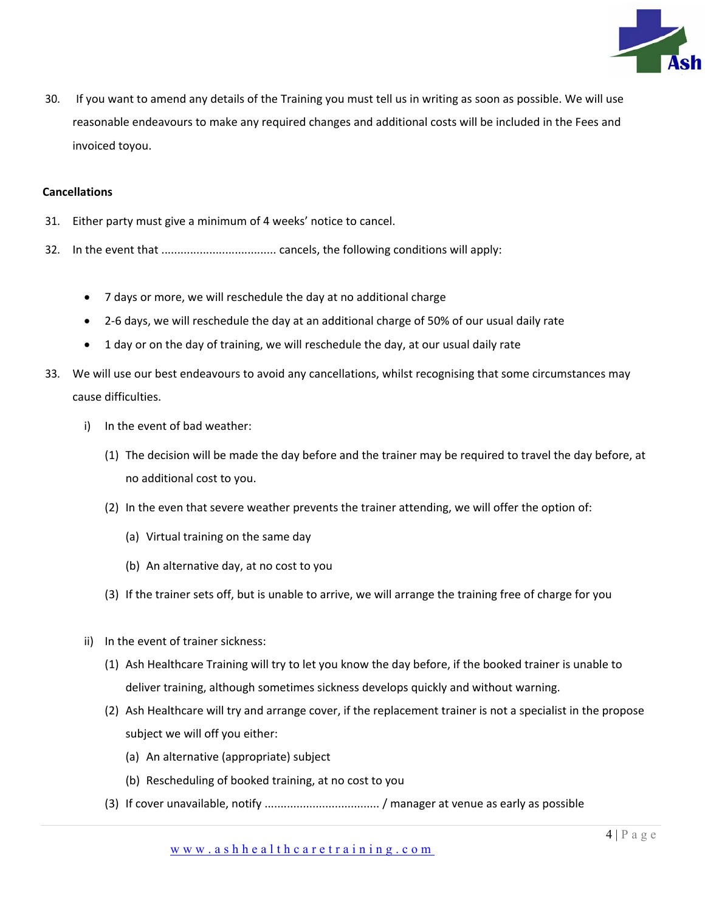30. If you want to amend any details of the Training you must tell us in writing as soon as possible. We will use reasonable endeavours to make any required changes and additional costs will be included in the Fees and invoiced toyou.

**Cancellations**

31. Either party must give a minimum of 4 weeks' notice to cancel.
32. In the event that .................................... cancels, the following conditions will apply:

    - 7 days or more, we will reschedule the day at no additional charge
    - 2-6 days, we will reschedule the day at an additional charge of 50% of our usual daily rate
    - 1 day or on the day of training, we will reschedule the day, at our usual daily rate

33. We will use our best endeavours to avoid any cancellations, whilst recognising that some circumstances may cause difficulties.
    i) In the event of bad weather:
        (1) The decision will be made the day before and the trainer may be required to travel the day before, at no additional cost to you.
        (2) In the even that severe weather prevents the trainer attending, we will offer the option of:
            (a) Virtual training on the same day
            (b) An alternative day, at no cost to you
        (3) If the trainer sets off, but is unable to arrive, we will arrange the training free of charge for you

    ii) In the event of trainer sickness:
        (1) Ash Healthcare Training will try to let you know the day before, if the booked trainer is unable to deliver training, although sometimes sickness develops quickly and without warning.
        (2) Ash Healthcare will try and arrange cover, if the replacement trainer is not a specialist in the propose subject we will off you either:
            (a) An alternative (appropriate) subject
            (b) Rescheduling of booked training, at no cost to you
        (3) If cover unavailable, notify .................................... / manager at venue as early as possible

www.ashhealthcaretraining.com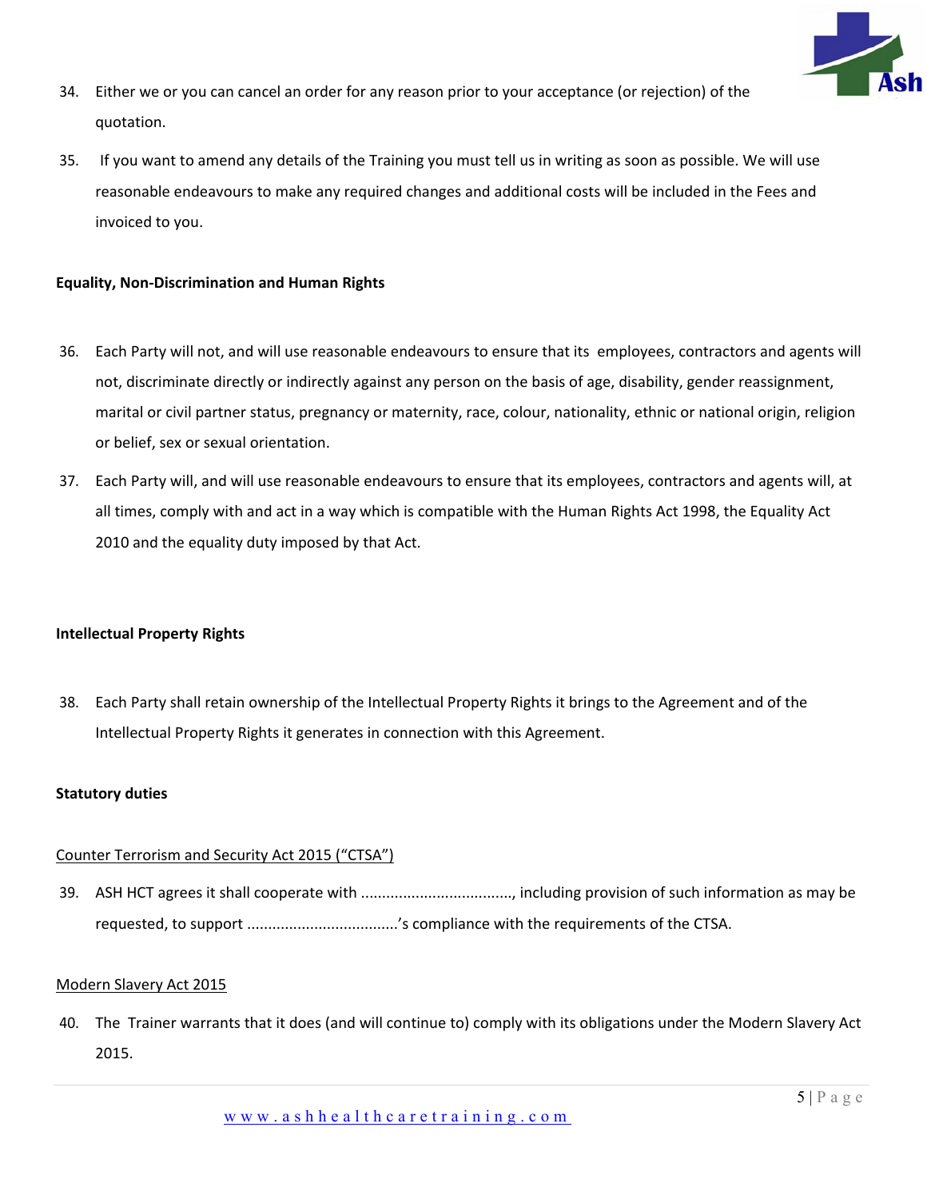34. Either we or you can cancel an order for any reason prior to your acceptance (or rejection) of the quotation.

35. If you want to amend any details of the Training you must tell us in writing as soon as possible. We will use reasonable endeavours to make any required changes and additional costs will be included in the Fees and invoiced to you.

**Equality, Non-Discrimination and Human Rights**

36. Each Party will not, and will use reasonable endeavours to ensure that its employees, contractors and agents will not, discriminate directly or indirectly against any person on the basis of age, disability, gender reassignment, marital or civil partner status, pregnancy or maternity, race, colour, nationality, ethnic or national origin, religion or belief, sex or sexual orientation.

37. Each Party will, and will use reasonable endeavours to ensure that its employees, contractors and agents will, at all times, comply with and act in a way which is compatible with the Human Rights Act 1998, the Equality Act 2010 and the equality duty imposed by that Act.

**Intellectual Property Rights**

38. Each Party shall retain ownership of the Intellectual Property Rights it brings to the Agreement and of the Intellectual Property Rights it generates in connection with this Agreement.

**Statutory duties**

<u>Counter Terrorism and Security Act 2015 ("CTSA")</u>

39. ASH HCT agrees it shall cooperate with ...................................., including provision of such information as may be requested, to support ...................................'s compliance with the requirements of the CTSA.

<u>Modern Slavery Act 2015</u>

40. The Trainer warrants that it does (and will continue to) comply with its obligations under the Modern Slavery Act 2015.

www.ashhealthcaretraining.com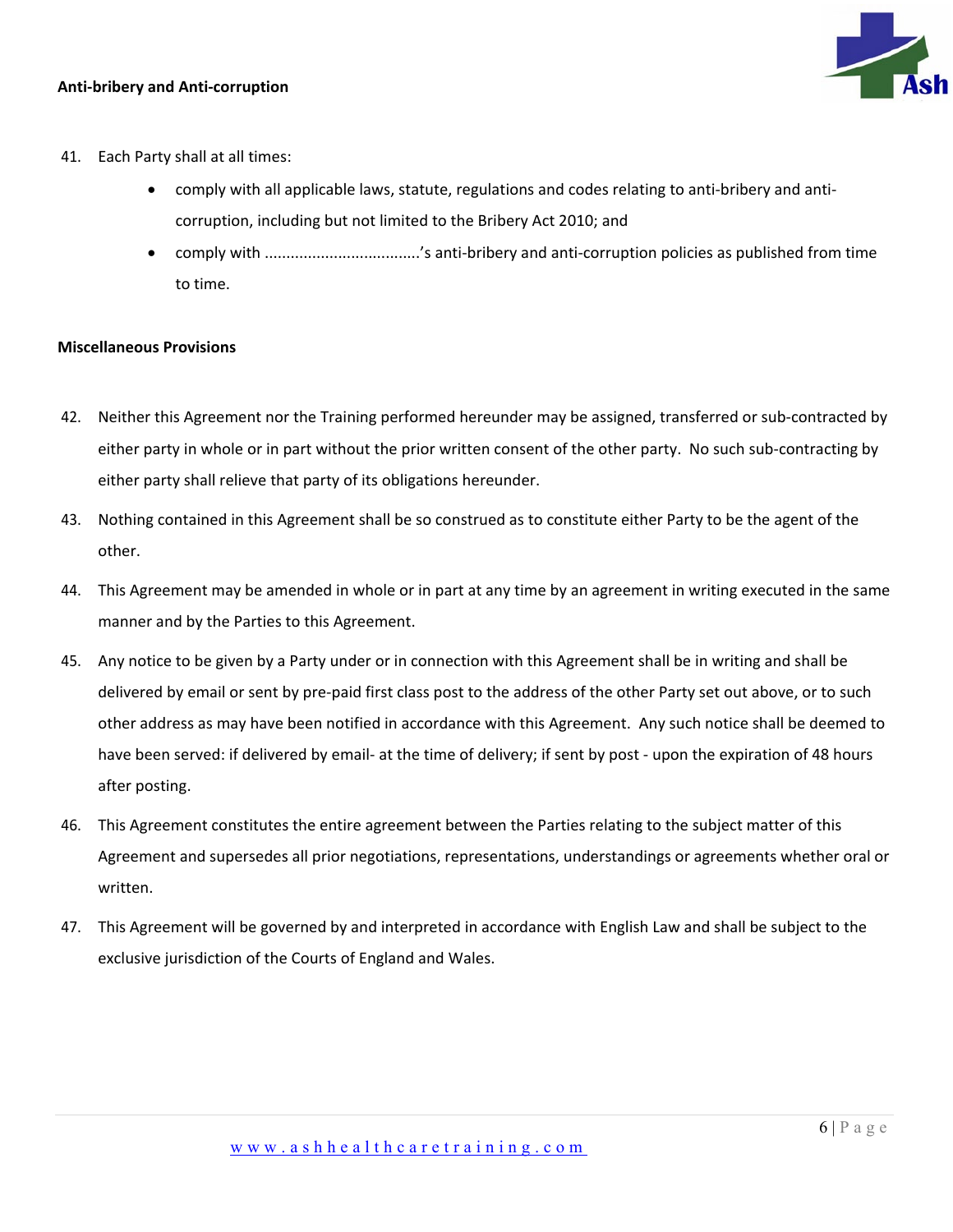**Anti-bribery and Anti-corruption**

41. Each Party shall at all times:
    - comply with all applicable laws, statute, regulations and codes relating to anti-bribery and anti-corruption, including but not limited to the Bribery Act 2010; and
    - comply with ...................................'s anti-bribery and anti-corruption policies as published from time to time.

**Miscellaneous Provisions**

42. Neither this Agreement nor the Training performed hereunder may be assigned, transferred or sub-contracted by either party in whole or in part without the prior written consent of the other party. No such sub-contracting by either party shall relieve that party of its obligations hereunder.

43. Nothing contained in this Agreement shall be so construed as to constitute either Party to be the agent of the other.

44. This Agreement may be amended in whole or in part at any time by an agreement in writing executed in the same manner and by the Parties to this Agreement.

45. Any notice to be given by a Party under or in connection with this Agreement shall be in writing and shall be delivered by email or sent by pre-paid first class post to the address of the other Party set out above, or to such other address as may have been notified in accordance with this Agreement. Any such notice shall be deemed to have been served: if delivered by email- at the time of delivery; if sent by post - upon the expiration of 48 hours after posting.

46. This Agreement constitutes the entire agreement between the Parties relating to the subject matter of this Agreement and supersedes all prior negotiations, representations, understandings or agreements whether oral or written.

47. This Agreement will be governed by and interpreted in accordance with English Law and shall be subject to the exclusive jurisdiction of the Courts of England and Wales.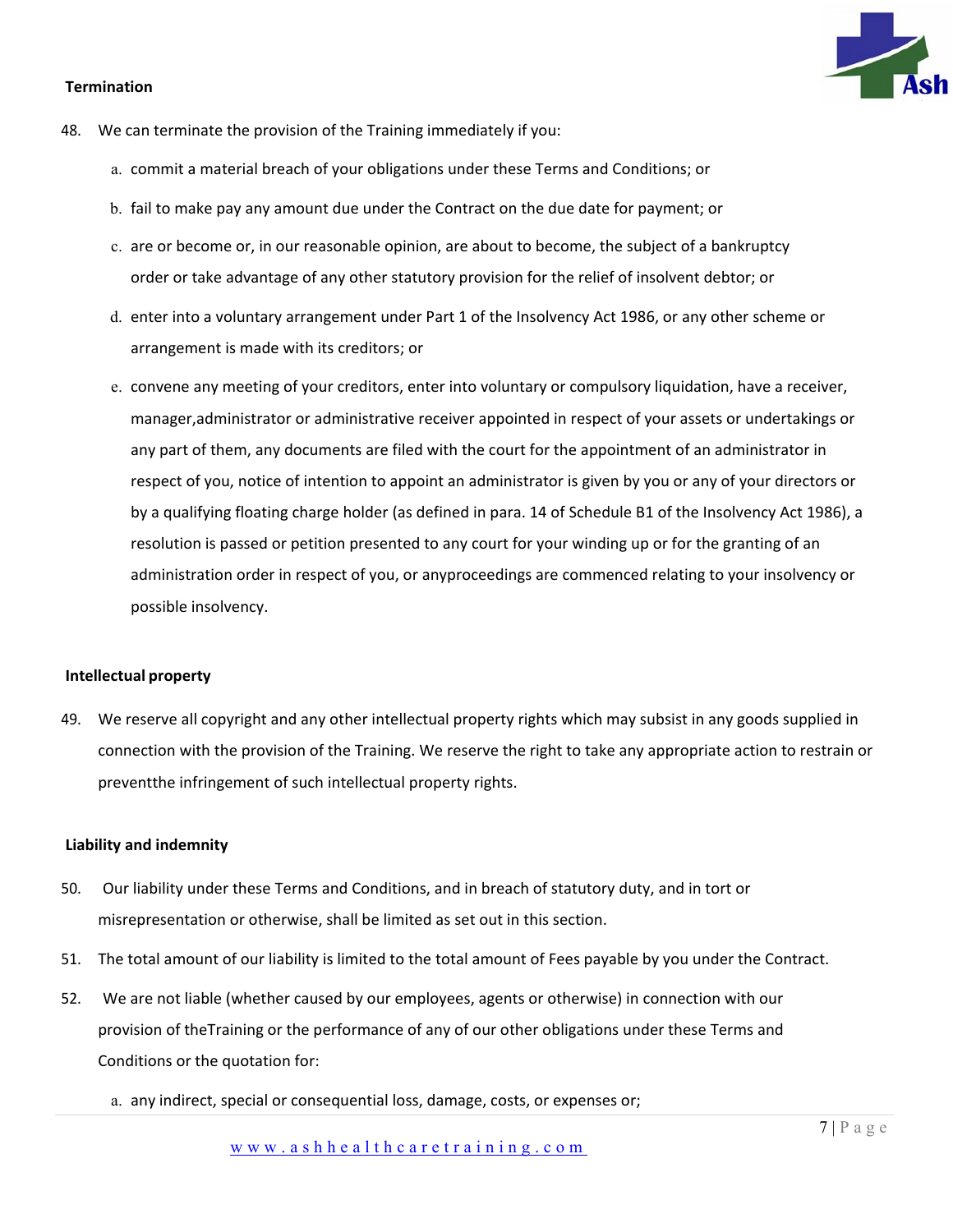**Termination**

48. We can terminate the provision of the Training immediately if you:

    a. commit a material breach of your obligations under these Terms and Conditions; or

    b. fail to make pay any amount due under the Contract on the due date for payment; or

    c. are or become or, in our reasonable opinion, are about to become, the subject of a bankruptcy order or take advantage of any other statutory provision for the relief of insolvent debtor; or

    d. enter into a voluntary arrangement under Part 1 of the Insolvency Act 1986, or any other scheme or arrangement is made with its creditors; or

    e. convene any meeting of your creditors, enter into voluntary or compulsory liquidation, have a receiver, manager,administrator or administrative receiver appointed in respect of your assets or undertakings or any part of them, any documents are filed with the court for the appointment of an administrator in respect of you, notice of intention to appoint an administrator is given by you or any of your directors or by a qualifying floating charge holder (as defined in para. 14 of Schedule B1 of the Insolvency Act 1986), a resolution is passed or petition presented to any court for your winding up or for the granting of an administration order in respect of you, or anyproceedings are commenced relating to your insolvency or possible insolvency.

**Intellectual property**

49. We reserve all copyright and any other intellectual property rights which may subsist in any goods supplied in connection with the provision of the Training. We reserve the right to take any appropriate action to restrain or preventthe infringement of such intellectual property rights.

**Liability and indemnity**

50. Our liability under these Terms and Conditions, and in breach of statutory duty, and in tort or misrepresentation or otherwise, shall be limited as set out in this section.

51. The total amount of our liability is limited to the total amount of Fees payable by you under the Contract.

52. We are not liable (whether caused by our employees, agents or otherwise) in connection with our provision of theTraining or the performance of any of our other obligations under these Terms and Conditions or the quotation for:

    a. any indirect, special or consequential loss, damage, costs, or expenses or;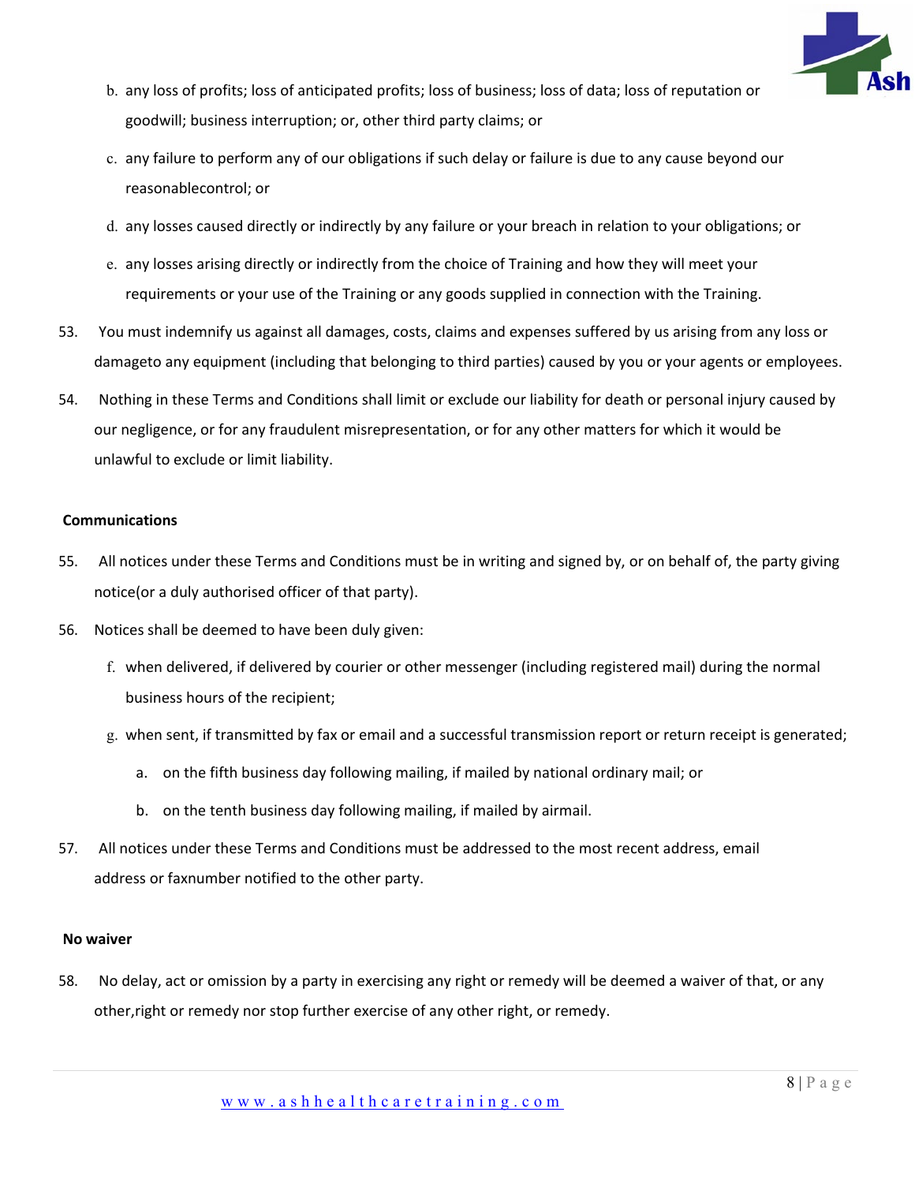b. any loss of profits; loss of anticipated profits; loss of business; loss of data; loss of reputation or goodwill; business interruption; or, other third party claims; or

c. any failure to perform any of our obligations if such delay or failure is due to any cause beyond our reasonablecontrol; or

d. any losses caused directly or indirectly by any failure or your breach in relation to your obligations; or

e. any losses arising directly or indirectly from the choice of Training and how they will meet your requirements or your use of the Training or any goods supplied in connection with the Training.

53. You must indemnify us against all damages, costs, claims and expenses suffered by us arising from any loss or damageto any equipment (including that belonging to third parties) caused by you or your agents or employees.

54. Nothing in these Terms and Conditions shall limit or exclude our liability for death or personal injury caused by our negligence, or for any fraudulent misrepresentation, or for any other matters for which it would be unlawful to exclude or limit liability.

**Communications**

55. All notices under these Terms and Conditions must be in writing and signed by, or on behalf of, the party giving notice(or a duly authorised officer of that party).

56. Notices shall be deemed to have been duly given:

f. when delivered, if delivered by courier or other messenger (including registered mail) during the normal business hours of the recipient;

g. when sent, if transmitted by fax or email and a successful transmission report or return receipt is generated;

   a. on the fifth business day following mailing, if mailed by national ordinary mail; or

   b. on the tenth business day following mailing, if mailed by airmail.

57. All notices under these Terms and Conditions must be addressed to the most recent address, email address or faxnumber notified to the other party.

**No waiver**

58. No delay, act or omission by a party in exercising any right or remedy will be deemed a waiver of that, or any other,right or remedy nor stop further exercise of any other right, or remedy.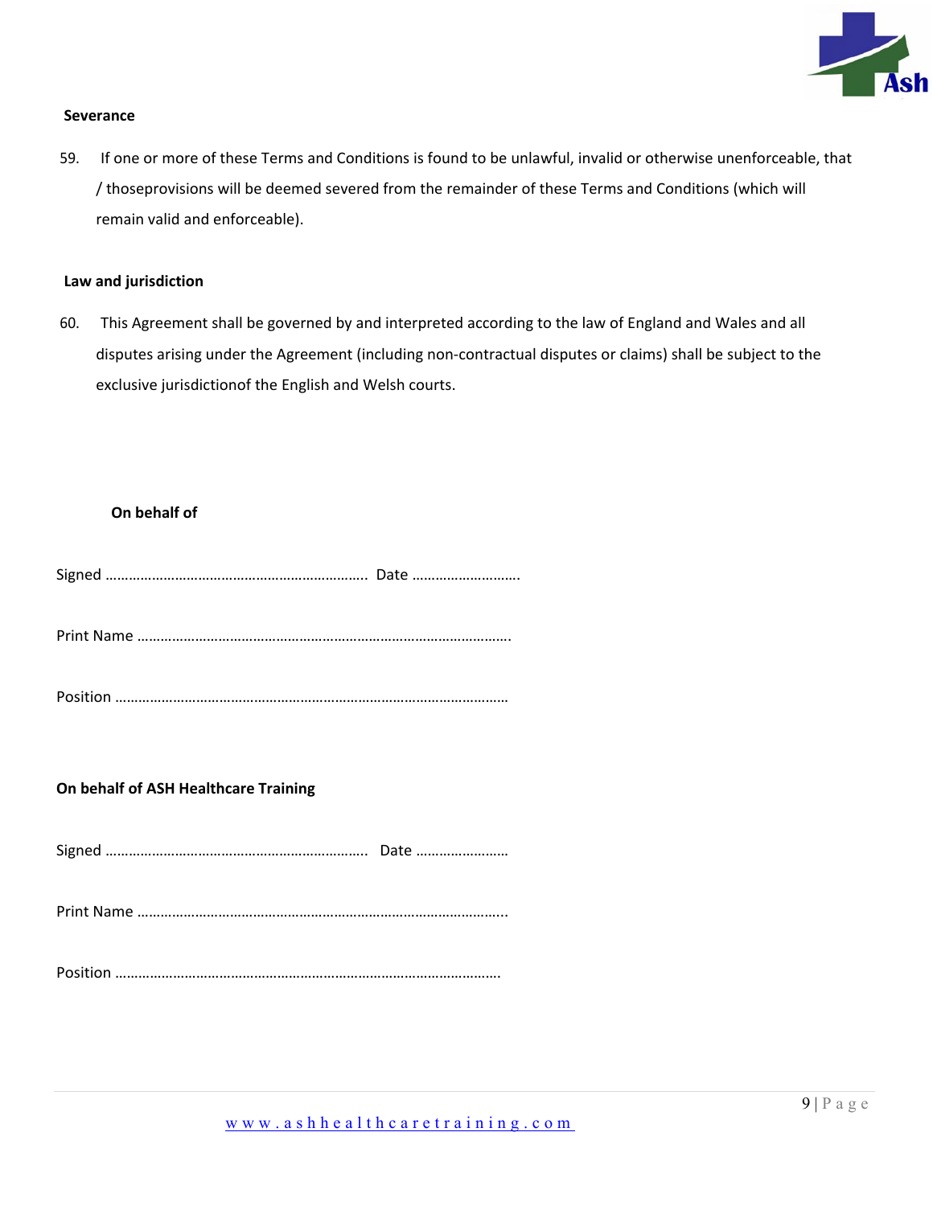**Severance**

59. If one or more of these Terms and Conditions is found to be unlawful, invalid or otherwise unenforceable, that / thoseprovisions will be deemed severed from the remainder of these Terms and Conditions (which will remain valid and enforceable).

**Law and jurisdiction**

60. This Agreement shall be governed by and interpreted according to the law of England and Wales and all disputes arising under the Agreement (including non-contractual disputes or claims) shall be subject to the exclusive jurisdictionof the English and Welsh courts.

**On behalf of**

Signed ………………………………………………………….. Date ……………………….

Print Name …………………………………………………………………………………….

Position …………………………………………………………………………………………

**On behalf of ASH Healthcare Training**

Signed ………………………………………………………….. Date ……………………

Print Name ……………………………………………………………………………………..

Position ………………………………………………………………………………………..

www.ashhealthcaretraining.com